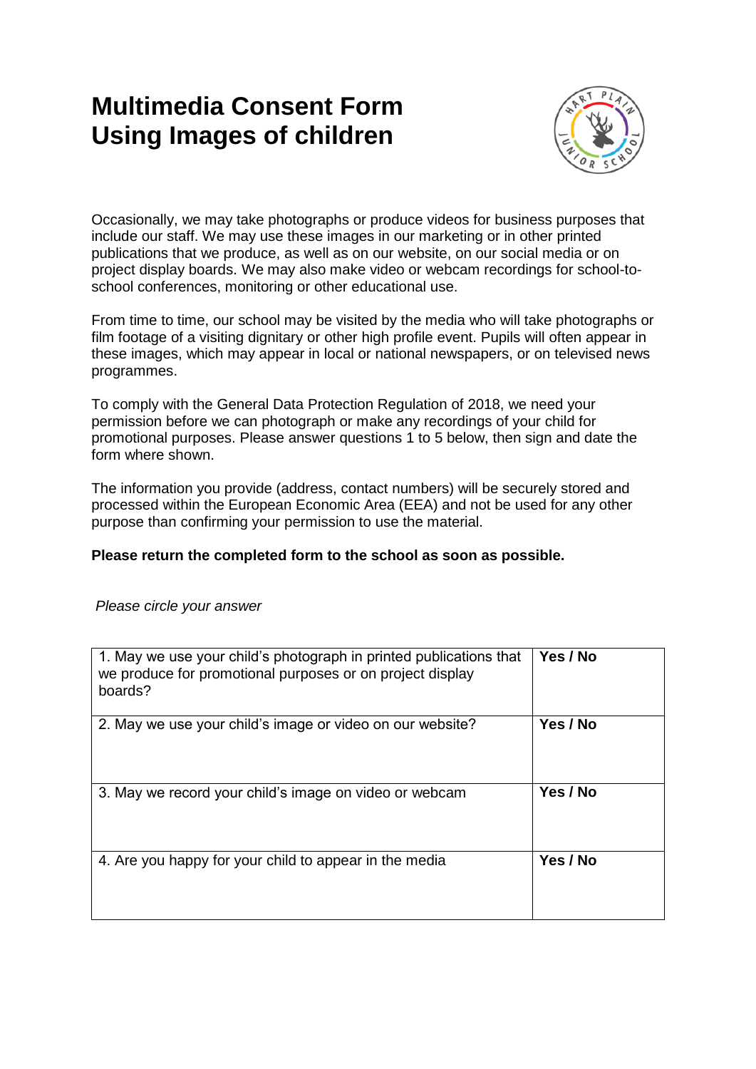# Multimedia Consent Form Using Images of children

Occasionally, we may take photographs or produce videos for business purposes that include our staff. We may use these images in our marketing or in other printed publications that we produce, as well as on our website, on our social media or on project display boards. We may also make video or webcam recordings for school-to-school conferences, monitoring or other educational use.

From time to time, our school may be visited by the media who will take photographs or film footage of a visiting dignitary or other high profile event. Pupils will often appear in these images, which may appear in local or national newspapers, or on televised news programmes.

To comply with the General Data Protection Regulation of 2018, we need your permission before we can photograph or make any recordings of your child for promotional purposes. Please answer questions 1 to 5 below, then sign and date the form where shown.

The information you provide (address, contact numbers) will be securely stored and processed within the European Economic Area (EEA) and not be used for any other purpose than confirming your permission to use the material.

**Please return the completed form to the school as soon as possible.**

*Please circle your answer*

| | |
|---|---|
| 1. May we use your child's photograph in printed publications that we produce for promotional purposes or on project display boards? | **Yes / No** |
| 2. May we use your child's image or video on our website? | **Yes / No** |
| 3. May we record your child's image on video or webcam | **Yes / No** |
| 4. Are you happy for your child to appear in the media | **Yes / No** |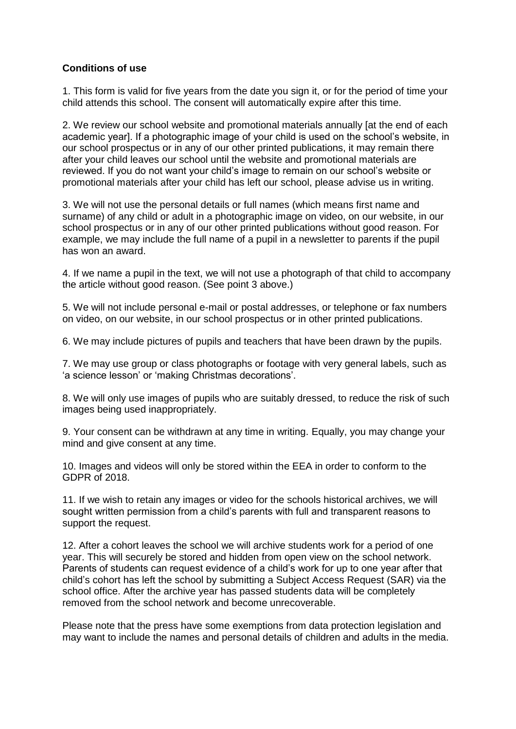**Conditions of use**

1. This form is valid for five years from the date you sign it, or for the period of time your child attends this school. The consent will automatically expire after this time.

2. We review our school website and promotional materials annually [at the end of each academic year]. If a photographic image of your child is used on the school's website, in our school prospectus or in any of our other printed publications, it may remain there after your child leaves our school until the website and promotional materials are reviewed. If you do not want your child's image to remain on our school's website or promotional materials after your child has left our school, please advise us in writing.

3. We will not use the personal details or full names (which means first name and surname) of any child or adult in a photographic image on video, on our website, in our school prospectus or in any of our other printed publications without good reason. For example, we may include the full name of a pupil in a newsletter to parents if the pupil has won an award.

4. If we name a pupil in the text, we will not use a photograph of that child to accompany the article without good reason. (See point 3 above.)

5. We will not include personal e-mail or postal addresses, or telephone or fax numbers on video, on our website, in our school prospectus or in other printed publications.

6. We may include pictures of pupils and teachers that have been drawn by the pupils.

7. We may use group or class photographs or footage with very general labels, such as 'a science lesson' or 'making Christmas decorations'.

8. We will only use images of pupils who are suitably dressed, to reduce the risk of such images being used inappropriately.

9. Your consent can be withdrawn at any time in writing. Equally, you may change your mind and give consent at any time.

10. Images and videos will only be stored within the EEA in order to conform to the GDPR of 2018.

11. If we wish to retain any images or video for the schools historical archives, we will sought written permission from a child's parents with full and transparent reasons to support the request.

12. After a cohort leaves the school we will archive students work for a period of one year. This will securely be stored and hidden from open view on the school network. Parents of students can request evidence of a child's work for up to one year after that child's cohort has left the school by submitting a Subject Access Request (SAR) via the school office. After the archive year has passed students data will be completely removed from the school network and become unrecoverable.

Please note that the press have some exemptions from data protection legislation and may want to include the names and personal details of children and adults in the media.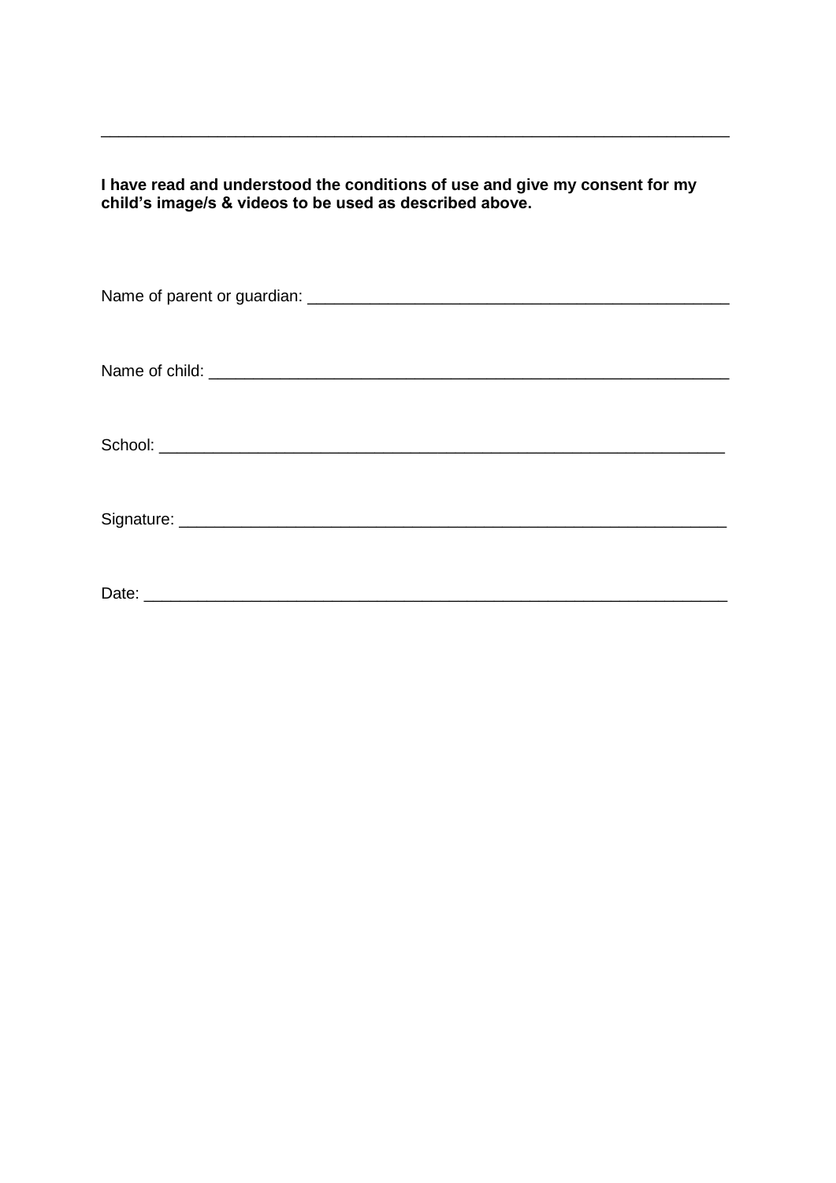---

**I have read and understood the conditions of use and give my consent for my child's image/s & videos to be used as described above.**

Name of parent or guardian: ________________________________________________

Name of child: ____________________________________________________________

School: _________________________________________________________________

Signature: _______________________________________________________________

Date: ___________________________________________________________________